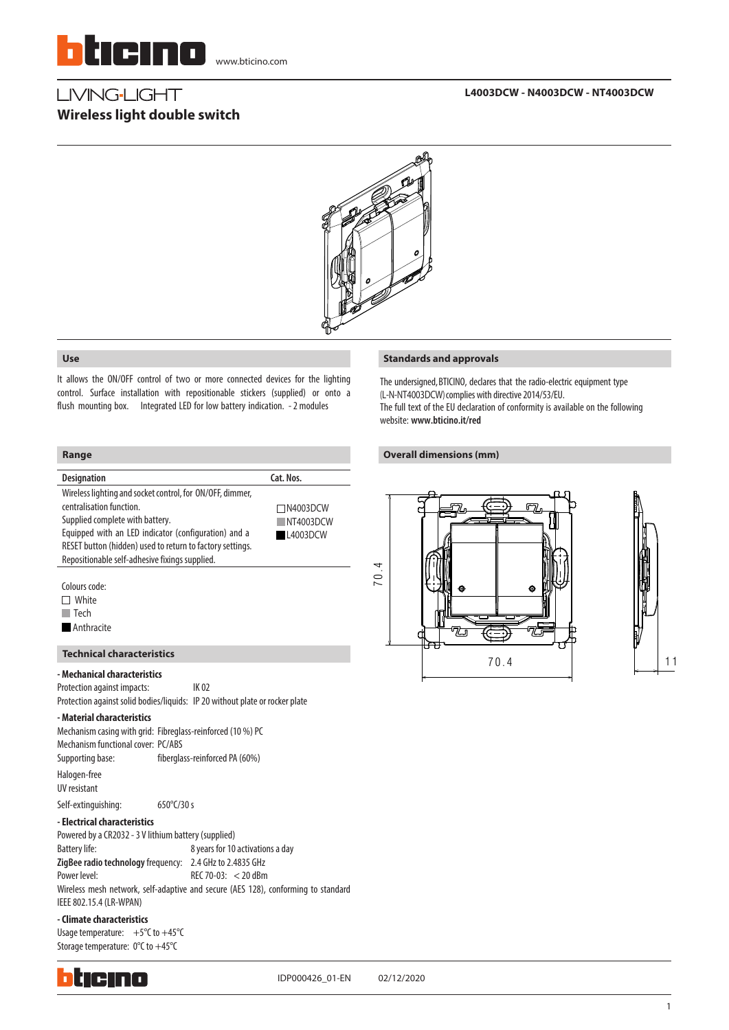# LIVING LIGHT

**L4003DCW - N4003DCW - NT4003DCW**

## Wireless light double switch

### Use

It allows the ON/OFF control of two or more connected devices for the lighting control. Surface installation with repositionable stickers (supplied) or onto a flush mounting box. Integrated LED for low battery indication. - 2 modules

### Range

| Designation | Cat. Nos. |
|---|---|
| Wireless lighting and socket control, for ON/OFF, dimmer, centralisation function. Supplied complete with battery. Equipped with an LED indicator (configuration) and a RESET button (hidden) used to return to factory settings. Repositionable self-adhesive fixings supplied. | ☐ N4003DCW<br>▩ NT4003DCW<br>■ L4003DCW |

Colours code:
- ☐ White
- ▩ Tech
- ■ Anthracite

### Technical characteristics

**- Mechanical characteristics**

Protection against impacts: IK 02
Protection against solid bodies/liquids: IP 20 without plate or rocker plate

**- Material characteristics**

Mechanism casing with grid: Fibreglass-reinforced (10 %) PC
Mechanism functional cover: PC/ABS
Supporting base: fiberglass-reinforced PA (60%)

Halogen-free
UV resistant

Self-extinguishing: 650°C/30 s

**- Electrical characteristics**

Powered by a CR2032 - 3 V lithium battery (supplied)
Battery life: 8 years for 10 activations a day
**ZigBee radio technology** frequency: 2.4 GHz to 2.4835 GHz
Power level: REC 70-03: < 20 dBm
Wireless mesh network, self-adaptive and secure (AES 128), conforming to standard IEEE 802.15.4 (LR-WPAN)

**- Climate characteristics**

Usage temperature: +5°C to +45°C
Storage temperature: 0°C to +45°C

### Standards and approvals

The undersigned, BTICINO, declares that the radio-electric equipment type (L-N-NT4003DCW) complies with directive 2014/53/EU.
The full text of the EU declaration of conformity is available on the following website: **www.bticino.it/red**

### Overall dimensions (mm)

70.4

70.4

11

IDP000426_01-EN 02/12/2020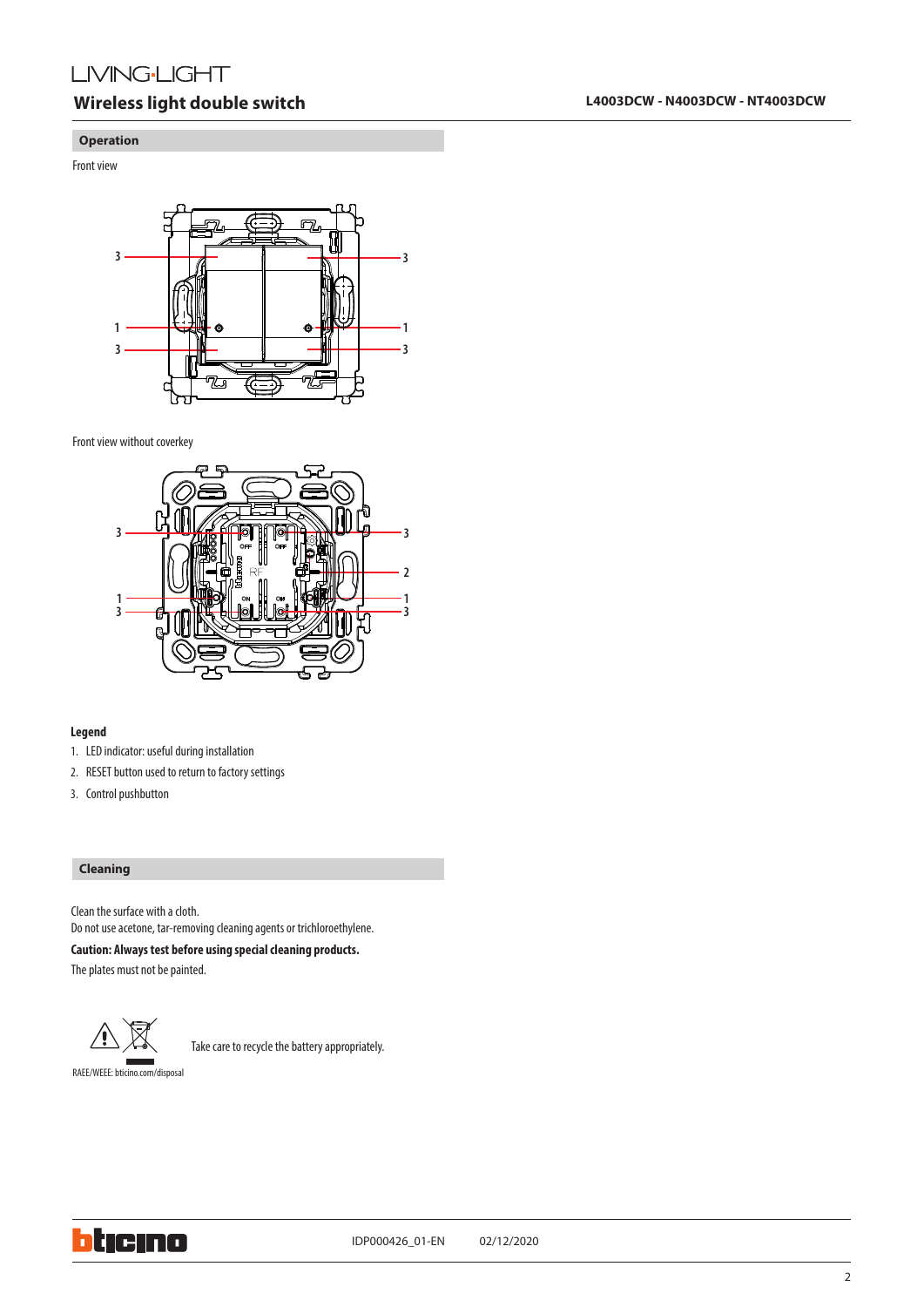# LIVING LIGHT

## Wireless light double switch

L4003DCW - N4003DCW - NT4003DCW

### Operation

Front view

3
3
1
1
3
3

Front view without coverkey

3
3
2
1
1
3
3

**Legend**

1. LED indicator: useful during installation
2. RESET button used to return to factory settings
3. Control pushbutton

### Cleaning

Clean the surface with a cloth.
Do not use acetone, tar-removing cleaning agents or trichloroethylene.

**Caution: Always test before using special cleaning products.**

The plates must not be painted.

Take care to recycle the battery appropriately.

RAEE/WEEE: bticino.com/disposal

bticino

IDP000426_01-EN 02/12/2020